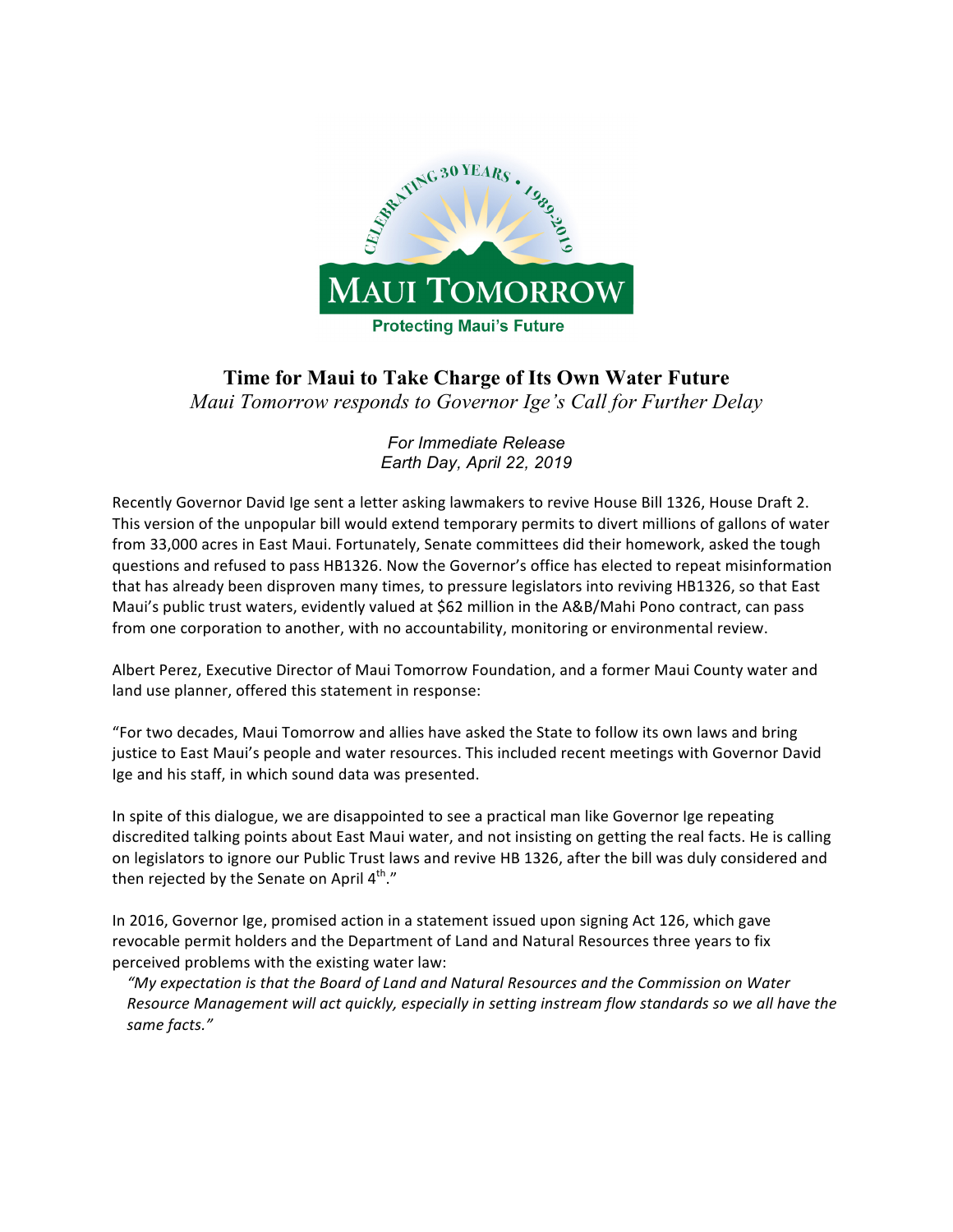# Time for Maui to Take Charge of Its Own Water Future

*Maui Tomorrow responds to Governor Ige's Call for Further Delay*

*For Immediate Release*
*Earth Day, April 22, 2019*

Recently Governor David Ige sent a letter asking lawmakers to revive House Bill 1326, House Draft 2. This version of the unpopular bill would extend temporary permits to divert millions of gallons of water from 33,000 acres in East Maui. Fortunately, Senate committees did their homework, asked the tough questions and refused to pass HB1326. Now the Governor's office has elected to repeat misinformation that has already been disproven many times, to pressure legislators into reviving HB1326, so that East Maui's public trust waters, evidently valued at $62 million in the A&B/Mahi Pono contract, can pass from one corporation to another, with no accountability, monitoring or environmental review.

Albert Perez, Executive Director of Maui Tomorrow Foundation, and a former Maui County water and land use planner, offered this statement in response:

"For two decades, Maui Tomorrow and allies have asked the State to follow its own laws and bring justice to East Maui's people and water resources. This included recent meetings with Governor David Ige and his staff, in which sound data was presented.

In spite of this dialogue, we are disappointed to see a practical man like Governor Ige repeating discredited talking points about East Maui water, and not insisting on getting the real facts. He is calling on legislators to ignore our Public Trust laws and revive HB 1326, after the bill was duly considered and then rejected by the Senate on April 4th."

In 2016, Governor Ige, promised action in a statement issued upon signing Act 126, which gave revocable permit holders and the Department of Land and Natural Resources three years to fix perceived problems with the existing water law:

> *"My expectation is that the Board of Land and Natural Resources and the Commission on Water Resource Management will act quickly, especially in setting instream flow standards so we all have the same facts."*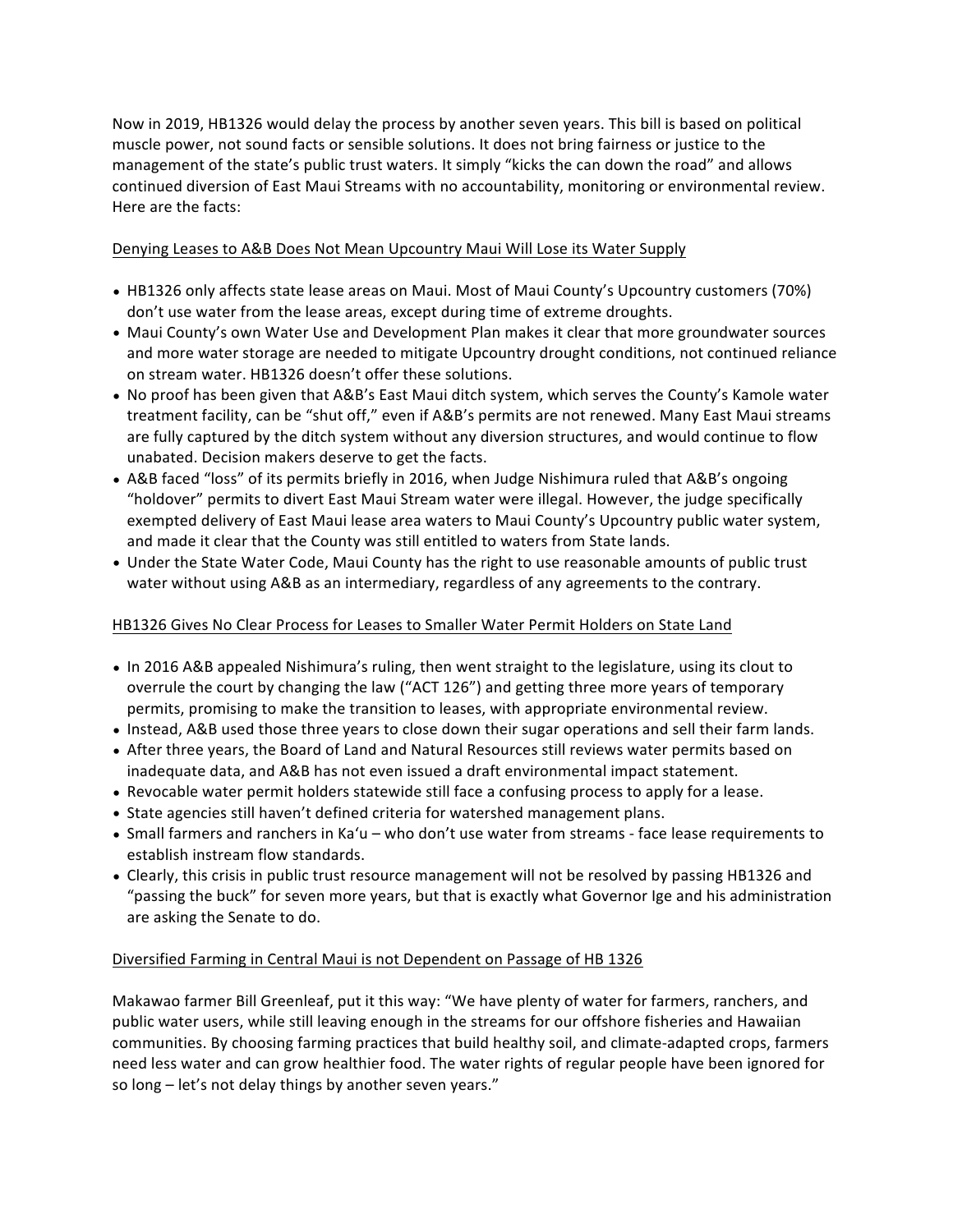Now in 2019, HB1326 would delay the process by another seven years. This bill is based on political muscle power, not sound facts or sensible solutions. It does not bring fairness or justice to the management of the state's public trust waters. It simply "kicks the can down the road" and allows continued diversion of East Maui Streams with no accountability, monitoring or environmental review. Here are the facts:

<u>Denying Leases to A&B Does Not Mean Upcountry Maui Will Lose its Water Supply</u>

- HB1326 only affects state lease areas on Maui. Most of Maui County's Upcountry customers (70%) don't use water from the lease areas, except during time of extreme droughts.
- Maui County's own Water Use and Development Plan makes it clear that more groundwater sources and more water storage are needed to mitigate Upcountry drought conditions, not continued reliance on stream water. HB1326 doesn't offer these solutions.
- No proof has been given that A&B's East Maui ditch system, which serves the County's Kamole water treatment facility, can be "shut off," even if A&B's permits are not renewed. Many East Maui streams are fully captured by the ditch system without any diversion structures, and would continue to flow unabated. Decision makers deserve to get the facts.
- A&B faced "loss" of its permits briefly in 2016, when Judge Nishimura ruled that A&B's ongoing "holdover" permits to divert East Maui Stream water were illegal. However, the judge specifically exempted delivery of East Maui lease area waters to Maui County's Upcountry public water system, and made it clear that the County was still entitled to waters from State lands.
- Under the State Water Code, Maui County has the right to use reasonable amounts of public trust water without using A&B as an intermediary, regardless of any agreements to the contrary.

<u>HB1326 Gives No Clear Process for Leases to Smaller Water Permit Holders on State Land</u>

- In 2016 A&B appealed Nishimura's ruling, then went straight to the legislature, using its clout to overrule the court by changing the law ("ACT 126") and getting three more years of temporary permits, promising to make the transition to leases, with appropriate environmental review.
- Instead, A&B used those three years to close down their sugar operations and sell their farm lands.
- After three years, the Board of Land and Natural Resources still reviews water permits based on inadequate data, and A&B has not even issued a draft environmental impact statement.
- Revocable water permit holders statewide still face a confusing process to apply for a lease.
- State agencies still haven't defined criteria for watershed management plans.
- Small farmers and ranchers in Ka'u – who don't use water from streams - face lease requirements to establish instream flow standards.
- Clearly, this crisis in public trust resource management will not be resolved by passing HB1326 and "passing the buck" for seven more years, but that is exactly what Governor Ige and his administration are asking the Senate to do.

<u>Diversified Farming in Central Maui is not Dependent on Passage of HB 1326</u>

Makawao farmer Bill Greenleaf, put it this way: "We have plenty of water for farmers, ranchers, and public water users, while still leaving enough in the streams for our offshore fisheries and Hawaiian communities. By choosing farming practices that build healthy soil, and climate-adapted crops, farmers need less water and can grow healthier food. The water rights of regular people have been ignored for so long – let's not delay things by another seven years."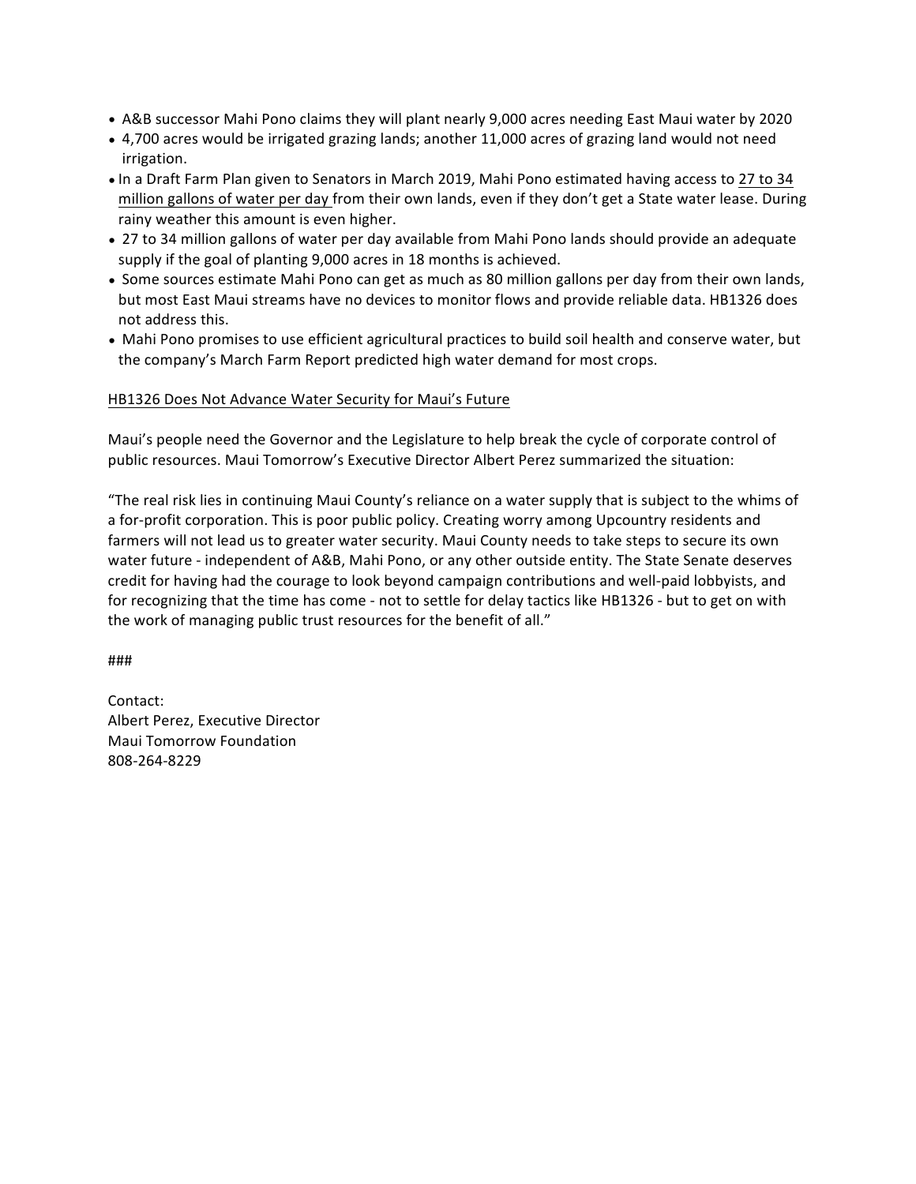- A&B successor Mahi Pono claims they will plant nearly 9,000 acres needing East Maui water by 2020
- 4,700 acres would be irrigated grazing lands; another 11,000 acres of grazing land would not need irrigation.
- In a Draft Farm Plan given to Senators in March 2019, Mahi Pono estimated having access to 27 to 34 million gallons of water per day from their own lands, even if they don't get a State water lease. During rainy weather this amount is even higher.
- 27 to 34 million gallons of water per day available from Mahi Pono lands should provide an adequate supply if the goal of planting 9,000 acres in 18 months is achieved.
- Some sources estimate Mahi Pono can get as much as 80 million gallons per day from their own lands, but most East Maui streams have no devices to monitor flows and provide reliable data. HB1326 does not address this.
- Mahi Pono promises to use efficient agricultural practices to build soil health and conserve water, but the company's March Farm Report predicted high water demand for most crops.

HB1326 Does Not Advance Water Security for Maui's Future

Maui's people need the Governor and the Legislature to help break the cycle of corporate control of public resources. Maui Tomorrow's Executive Director Albert Perez summarized the situation:

"The real risk lies in continuing Maui County's reliance on a water supply that is subject to the whims of a for-profit corporation. This is poor public policy. Creating worry among Upcountry residents and farmers will not lead us to greater water security. Maui County needs to take steps to secure its own water future - independent of A&B, Mahi Pono, or any other outside entity. The State Senate deserves credit for having had the courage to look beyond campaign contributions and well-paid lobbyists, and for recognizing that the time has come - not to settle for delay tactics like HB1326 - but to get on with the work of managing public trust resources for the benefit of all."

###

Contact:
Albert Perez, Executive Director
Maui Tomorrow Foundation
808-264-8229